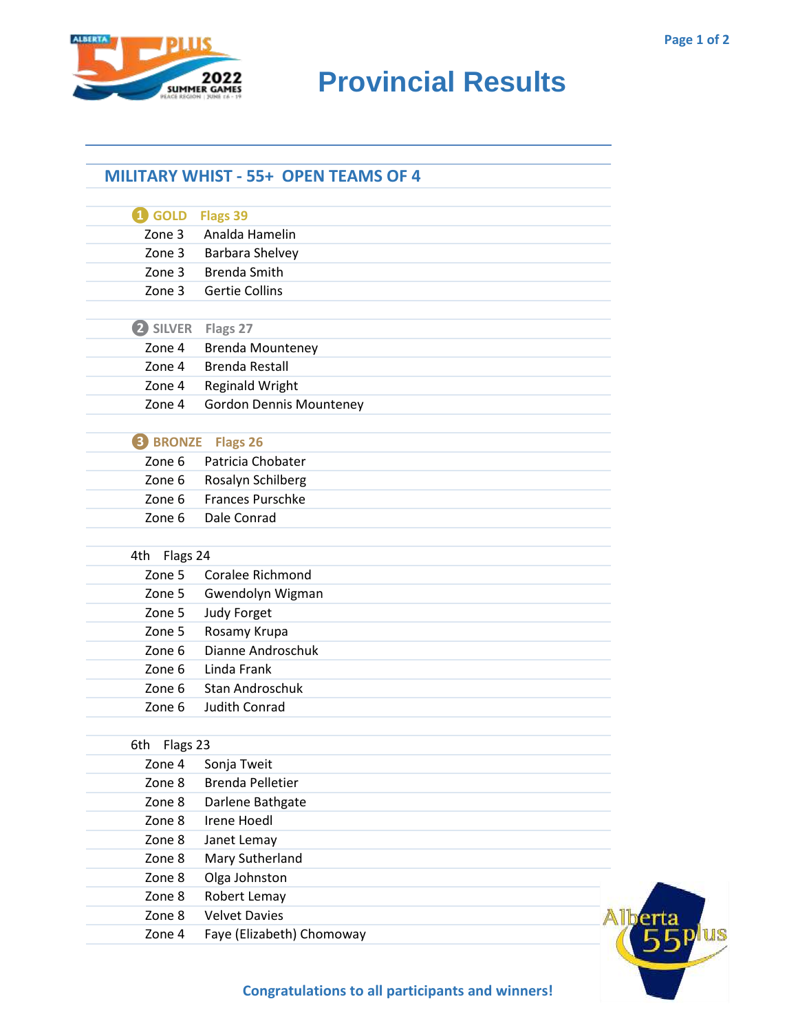# Provincial Results

## MILITARY WHIST - 55+ OPEN TEAMS OF 4

| | |
|---|---|
| **1 GOLD** | **Flags 39** |
| Zone 3 | Analda Hamelin |
| Zone 3 | Barbara Shelvey |
| Zone 3 | Brenda Smith |
| Zone 3 | Gertie Collins |
| | |
| **2 SILVER** | **Flags 27** |
| Zone 4 | Brenda Mounteney |
| Zone 4 | Brenda Restall |
| Zone 4 | Reginald Wright |
| Zone 4 | Gordon Dennis Mounteney |
| | |
| **3 BRONZE** | **Flags 26** |
| Zone 6 | Patricia Chobater |
| Zone 6 | Rosalyn Schilberg |
| Zone 6 | Frances Purschke |
| Zone 6 | Dale Conrad |
| | |
| 4th | Flags 24 |
| Zone 5 | Coralee Richmond |
| Zone 5 | Gwendolyn Wigman |
| Zone 5 | Judy Forget |
| Zone 5 | Rosamy Krupa |
| Zone 6 | Dianne Androschuk |
| Zone 6 | Linda Frank |
| Zone 6 | Stan Androschuk |
| Zone 6 | Judith Conrad |
| | |
| 6th | Flags 23 |
| Zone 4 | Sonja Tweit |
| Zone 8 | Brenda Pelletier |
| Zone 8 | Darlene Bathgate |
| Zone 8 | Irene Hoedl |
| Zone 8 | Janet Lemay |
| Zone 8 | Mary Sutherland |
| Zone 8 | Olga Johnston |
| Zone 8 | Robert Lemay |
| Zone 8 | Velvet Davies |
| Zone 4 | Faye (Elizabeth) Chomoway |

**Congratulations to all participants and winners!**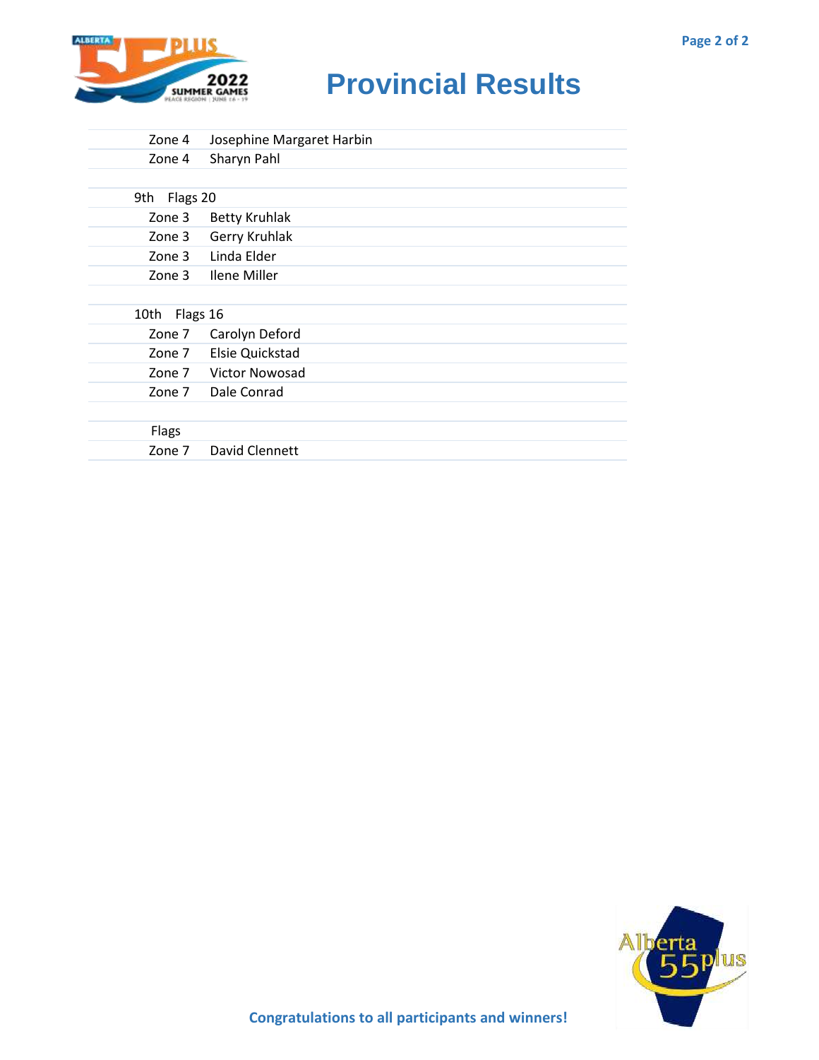# Provincial Results

| | |
|---|---|
| Zone 4 | Josephine Margaret Harbin |
| Zone 4 | Sharyn Pahl |
| | |
| 9th Flags 20 | |
| Zone 3 | Betty Kruhlak |
| Zone 3 | Gerry Kruhlak |
| Zone 3 | Linda Elder |
| Zone 3 | Ilene Miller |
| | |
| 10th Flags 16 | |
| Zone 7 | Carolyn Deford |
| Zone 7 | Elsie Quickstad |
| Zone 7 | Victor Nowosad |
| Zone 7 | Dale Conrad |
| | |
| Flags | |
| Zone 7 | David Clennett |

**Congratulations to all participants and winners!**